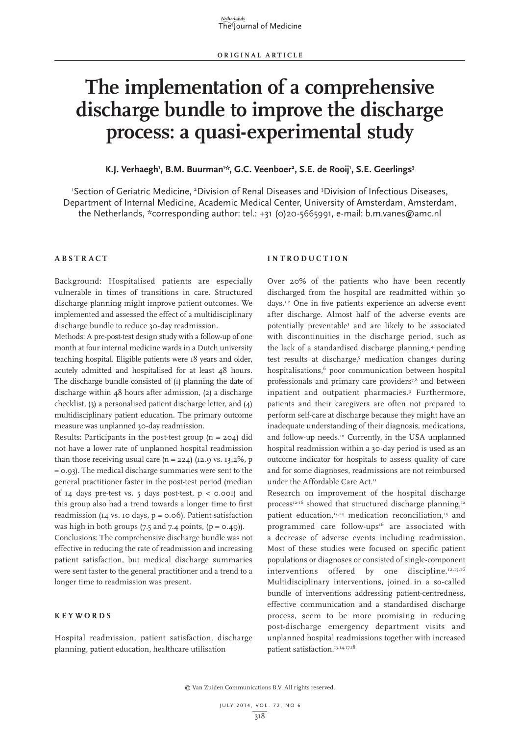ORIGINAL ARTICLE

# The implementation of a comprehensive discharge bundle to improve the discharge process: a quasi-experimental study

**K.J. Verhaegh[1], B.M. Buurman[1]*, G.C. Veenboer[2], S.E. de Rooij[1], S.E. Geerlings[3]**

[1]Section of Geriatric Medicine, [2]Division of Renal Diseases and [3]Division of Infectious Diseases, Department of Internal Medicine, Academic Medical Center, University of Amsterdam, Amsterdam, the Netherlands, *corresponding author: tel.: +31 (0)20-5665991, e-mail: b.m.vanes@amc.nl

## ABSTRACT

Background: Hospitalised patients are especially vulnerable in times of transitions in care. Structured discharge planning might improve patient outcomes. We implemented and assessed the effect of a multidisciplinary discharge bundle to reduce 30-day readmission.

Methods: A pre-post-test design study with a follow-up of one month at four internal medicine wards in a Dutch university teaching hospital. Eligible patients were 18 years and older, acutely admitted and hospitalised for at least 48 hours. The discharge bundle consisted of (1) planning the date of discharge within 48 hours after admission, (2) a discharge checklist, (3) a personalised patient discharge letter, and (4) multidisciplinary patient education. The primary outcome measure was unplanned 30-day readmission.

Results: Participants in the post-test group (n = 204) did not have a lower rate of unplanned hospital readmission than those receiving usual care (n = 224) (12.9 vs. 13.2%, p = 0.93). The medical discharge summaries were sent to the general practitioner faster in the post-test period (median of 14 days pre-test vs. 5 days post-test, p < 0.001) and this group also had a trend towards a longer time to first readmission (14 vs. 10 days, p = 0.06). Patient satisfaction was high in both groups (7.5 and 7.4 points, (p = 0.49)).

Conclusions: The comprehensive discharge bundle was not effective in reducing the rate of readmission and increasing patient satisfaction, but medical discharge summaries were sent faster to the general practitioner and a trend to a longer time to readmission was present.

## KEYWORDS

Hospital readmission, patient satisfaction, discharge planning, patient education, healthcare utilisation

## INTRODUCTION

Over 20% of the patients who have been recently discharged from the hospital are readmitted within 30 days.[1,2] One in five patients experience an adverse event after discharge. Almost half of the adverse events are potentially preventable[3] and are likely to be associated with discontinuities in the discharge period, such as the lack of a standardised discharge planning,[4] pending test results at discharge,[5] medication changes during hospitalisations,[6] poor communication between hospital professionals and primary care providers[7,8] and between inpatient and outpatient pharmacies.[9] Furthermore, patients and their caregivers are often not prepared to perform self-care at discharge because they might have an inadequate understanding of their diagnosis, medications, and follow-up needs.[10] Currently, in the USA unplanned hospital readmission within a 30-day period is used as an outcome indicator for hospitals to assess quality of care and for some diagnoses, readmissions are not reimbursed under the Affordable Care Act.[11]

Research on improvement of the hospital discharge process[12-16] showed that structured discharge planning,[12] patient education,[13,14] medication reconciliation,[15] and programmed care follow-ups[16] are associated with a decrease of adverse events including readmission. Most of these studies were focused on specific patient populations or diagnoses or consisted of single-component interventions offered by one discipline.[12,15,16] Multidisciplinary interventions, joined in a so-called bundle of interventions addressing patient-centredness, effective communication and a standardised discharge process, seem to be more promising in reducing post-discharge emergency department visits and unplanned hospital readmissions together with increased patient satisfaction.[13,14,17,18]

© Van Zuiden Communications B.V. All rights reserved.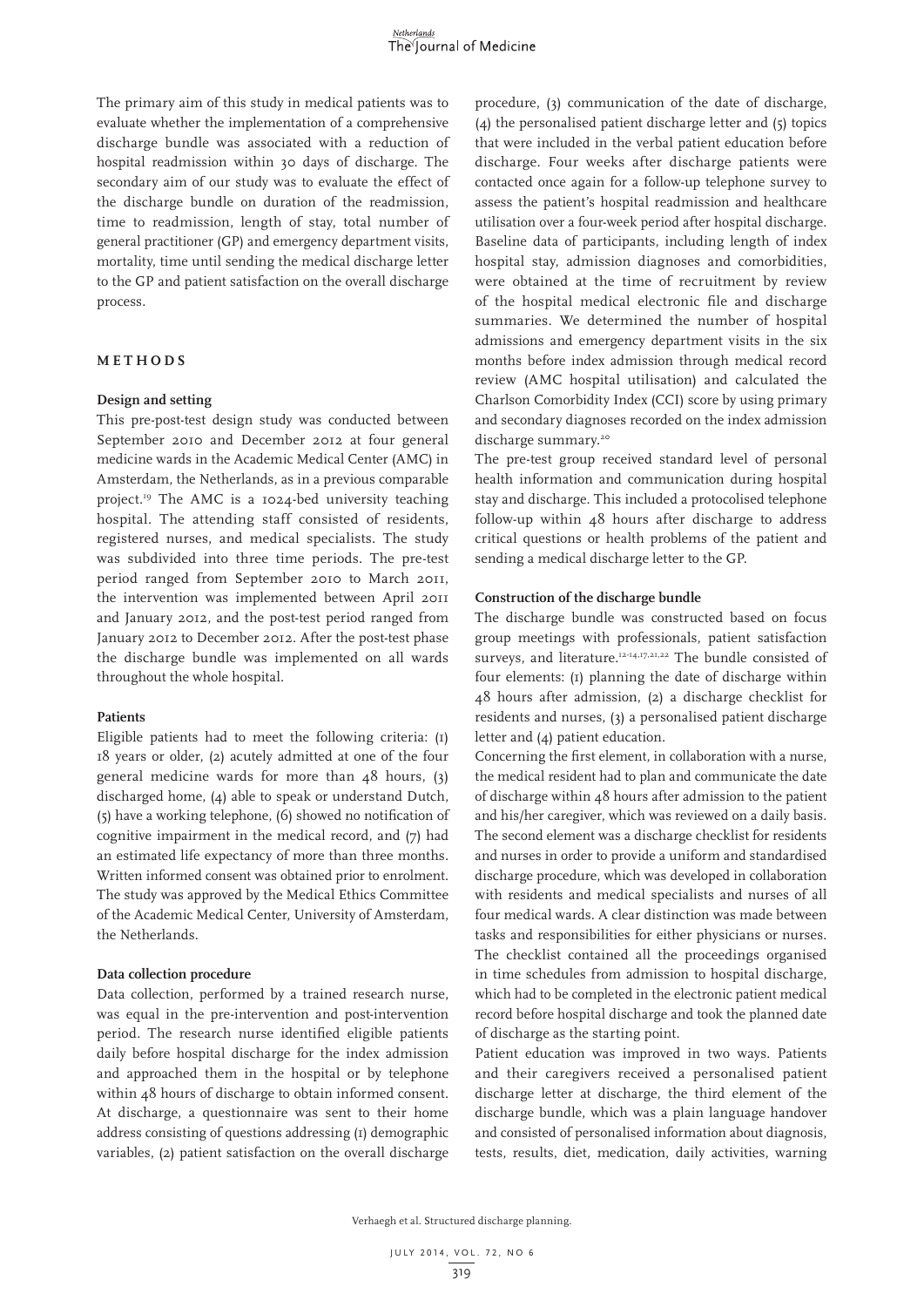The primary aim of this study in medical patients was to evaluate whether the implementation of a comprehensive discharge bundle was associated with a reduction of hospital readmission within 30 days of discharge. The secondary aim of our study was to evaluate the effect of the discharge bundle on duration of the readmission, time to readmission, length of stay, total number of general practitioner (GP) and emergency department visits, mortality, time until sending the medical discharge letter to the GP and patient satisfaction on the overall discharge process.

## METHODS

### Design and setting

This pre-post-test design study was conducted between September 2010 and December 2012 at four general medicine wards in the Academic Medical Center (AMC) in Amsterdam, the Netherlands, as in a previous comparable project.[19] The AMC is a 1024-bed university teaching hospital. The attending staff consisted of residents, registered nurses, and medical specialists. The study was subdivided into three time periods. The pre-test period ranged from September 2010 to March 2011, the intervention was implemented between April 2011 and January 2012, and the post-test period ranged from January 2012 to December 2012. After the post-test phase the discharge bundle was implemented on all wards throughout the whole hospital.

### Patients

Eligible patients had to meet the following criteria: (1) 18 years or older, (2) acutely admitted at one of the four general medicine wards for more than 48 hours, (3) discharged home, (4) able to speak or understand Dutch, (5) have a working telephone, (6) showed no notification of cognitive impairment in the medical record, and (7) had an estimated life expectancy of more than three months. Written informed consent was obtained prior to enrolment. The study was approved by the Medical Ethics Committee of the Academic Medical Center, University of Amsterdam, the Netherlands.

### Data collection procedure

Data collection, performed by a trained research nurse, was equal in the pre-intervention and post-intervention period. The research nurse identified eligible patients daily before hospital discharge for the index admission and approached them in the hospital or by telephone within 48 hours of discharge to obtain informed consent. At discharge, a questionnaire was sent to their home address consisting of questions addressing (1) demographic variables, (2) patient satisfaction on the overall discharge procedure, (3) communication of the date of discharge, (4) the personalised patient discharge letter and (5) topics that were included in the verbal patient education before discharge. Four weeks after discharge patients were contacted once again for a follow-up telephone survey to assess the patient's hospital readmission and healthcare utilisation over a four-week period after hospital discharge. Baseline data of participants, including length of index hospital stay, admission diagnoses and comorbidities, were obtained at the time of recruitment by review of the hospital medical electronic file and discharge summaries. We determined the number of hospital admissions and emergency department visits in the six months before index admission through medical record review (AMC hospital utilisation) and calculated the Charlson Comorbidity Index (CCI) score by using primary and secondary diagnoses recorded on the index admission discharge summary.[20]

The pre-test group received standard level of personal health information and communication during hospital stay and discharge. This included a protocolised telephone follow-up within 48 hours after discharge to address critical questions or health problems of the patient and sending a medical discharge letter to the GP.

### Construction of the discharge bundle

The discharge bundle was constructed based on focus group meetings with professionals, patient satisfaction surveys, and literature.[12-14,17,21,22] The bundle consisted of four elements: (1) planning the date of discharge within 48 hours after admission, (2) a discharge checklist for residents and nurses, (3) a personalised patient discharge letter and (4) patient education.

Concerning the first element, in collaboration with a nurse, the medical resident had to plan and communicate the date of discharge within 48 hours after admission to the patient and his/her caregiver, which was reviewed on a daily basis. The second element was a discharge checklist for residents and nurses in order to provide a uniform and standardised discharge procedure, which was developed in collaboration with residents and medical specialists and nurses of all four medical wards. A clear distinction was made between tasks and responsibilities for either physicians or nurses. The checklist contained all the proceedings organised in time schedules from admission to hospital discharge, which had to be completed in the electronic patient medical record before hospital discharge and took the planned date of discharge as the starting point.

Patient education was improved in two ways. Patients and their caregivers received a personalised patient discharge letter at discharge, the third element of the discharge bundle, which was a plain language handover and consisted of personalised information about diagnosis, tests, results, diet, medication, daily activities, warning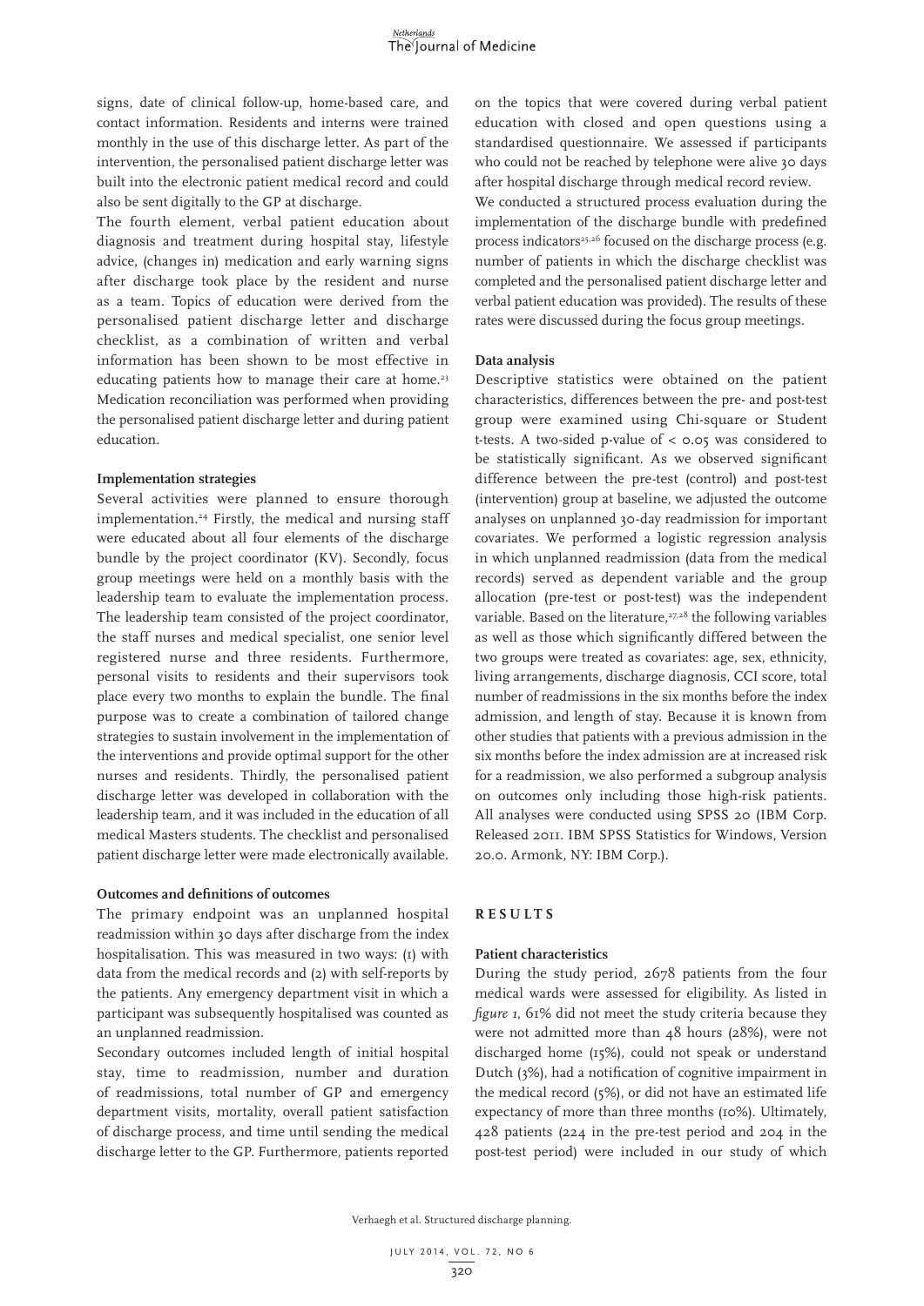signs, date of clinical follow-up, home-based care, and contact information. Residents and interns were trained monthly in the use of this discharge letter. As part of the intervention, the personalised patient discharge letter was built into the electronic patient medical record and could also be sent digitally to the GP at discharge.

The fourth element, verbal patient education about diagnosis and treatment during hospital stay, lifestyle advice, (changes in) medication and early warning signs after discharge took place by the resident and nurse as a team. Topics of education were derived from the personalised patient discharge letter and discharge checklist, as a combination of written and verbal information has been shown to be most effective in educating patients how to manage their care at home.[23] Medication reconciliation was performed when providing the personalised patient discharge letter and during patient education.

#### Implementation strategies

Several activities were planned to ensure thorough implementation.[24] Firstly, the medical and nursing staff were educated about all four elements of the discharge bundle by the project coordinator (KV). Secondly, focus group meetings were held on a monthly basis with the leadership team to evaluate the implementation process. The leadership team consisted of the project coordinator, the staff nurses and medical specialist, one senior level registered nurse and three residents. Furthermore, personal visits to residents and their supervisors took place every two months to explain the bundle. The final purpose was to create a combination of tailored change strategies to sustain involvement in the implementation of the interventions and provide optimal support for the other nurses and residents. Thirdly, the personalised patient discharge letter was developed in collaboration with the leadership team, and it was included in the education of all medical Masters students. The checklist and personalised patient discharge letter were made electronically available.

#### Outcomes and definitions of outcomes

The primary endpoint was an unplanned hospital readmission within 30 days after discharge from the index hospitalisation. This was measured in two ways: (1) with data from the medical records and (2) with self-reports by the patients. Any emergency department visit in which a participant was subsequently hospitalised was counted as an unplanned readmission.

Secondary outcomes included length of initial hospital stay, time to readmission, number and duration of readmissions, total number of GP and emergency department visits, mortality, overall patient satisfaction of discharge process, and time until sending the medical discharge letter to the GP. Furthermore, patients reported on the topics that were covered during verbal patient education with closed and open questions using a standardised questionnaire. We assessed if participants who could not be reached by telephone were alive 30 days after hospital discharge through medical record review.

We conducted a structured process evaluation during the implementation of the discharge bundle with predefined process indicators[25,26] focused on the discharge process (e.g. number of patients in which the discharge checklist was completed and the personalised patient discharge letter and verbal patient education was provided). The results of these rates were discussed during the focus group meetings.

#### Data analysis

Descriptive statistics were obtained on the patient characteristics, differences between the pre- and post-test group were examined using Chi-square or Student t-tests. A two-sided p-value of $< 0.05$ was considered to be statistically significant. As we observed significant difference between the pre-test (control) and post-test (intervention) group at baseline, we adjusted the outcome analyses on unplanned 30-day readmission for important covariates. We performed a logistic regression analysis in which unplanned readmission (data from the medical records) served as dependent variable and the group allocation (pre-test or post-test) was the independent variable. Based on the literature,[27,28] the following variables as well as those which significantly differed between the two groups were treated as covariates: age, sex, ethnicity, living arrangements, discharge diagnosis, CCI score, total number of readmissions in the six months before the index admission, and length of stay. Because it is known from other studies that patients with a previous admission in the six months before the index admission are at increased risk for a readmission, we also performed a subgroup analysis on outcomes only including those high-risk patients. All analyses were conducted using SPSS 20 (IBM Corp. Released 2011. IBM SPSS Statistics for Windows, Version 20.0. Armonk, NY: IBM Corp.).

## RESULTS

#### Patient characteristics

During the study period, 2678 patients from the four medical wards were assessed for eligibility. As listed in *figure 1*, 61% did not meet the study criteria because they were not admitted more than 48 hours (28%), were not discharged home (15%), could not speak or understand Dutch (3%), had a notification of cognitive impairment in the medical record (5%), or did not have an estimated life expectancy of more than three months (10%). Ultimately, 428 patients (224 in the pre-test period and 204 in the post-test period) were included in our study of which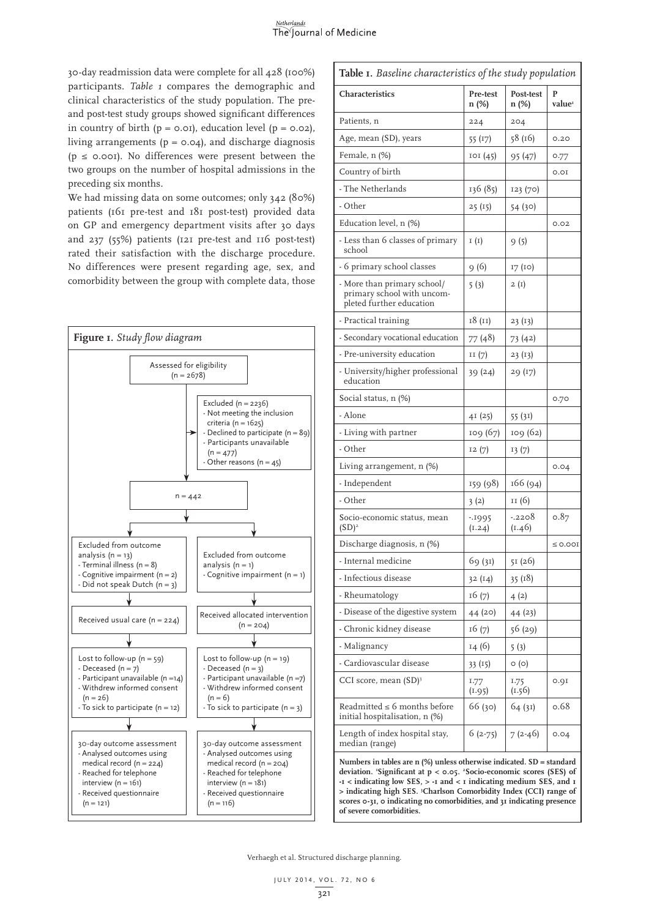30-day readmission data were complete for all 428 (100%) participants. *Table 1* compares the demographic and clinical characteristics of the study population. The pre- and post-test study groups showed significant differences in country of birth ($p = 0.01$), education level ($p = 0.02$), living arrangements ($p = 0.04$), and discharge diagnosis ($p \leq 0.001$). No differences were present between the two groups on the number of hospital admissions in the preceding six months.

We had missing data on some outcomes; only 342 (80%) patients (161 pre-test and 181 post-test) provided data on GP and emergency department visits after 30 days and 237 (55%) patients (121 pre-test and 116 post-test) rated their satisfaction with the discharge procedure. No differences were present regarding age, sex, and comorbidity between the group with complete data, those

**Figure 1.** *Study flow diagram*

- Assessed for eligibility (n = 2678)
- Excluded (n = 2236)
  - Not meeting the inclusion criteria (n = 1625)
  - Declined to participate (n = 89)
  - Participants unavailable (n = 477)
  - Other reasons (n = 45)
- n = 442

| Usual care | Intervention |
|---|---|
| Excluded from outcome analysis (n = 13)<br>- Terminal illness (n = 8)<br>- Cognitive impairment (n = 2)<br>- Did not speak Dutch (n = 3) | Excluded from outcome analysis (n = 1)<br>- Cognitive impairment (n = 1) |
| Received usual care (n = 224) | Received allocated intervention (n = 204) |
| Lost to follow-up (n = 59)<br>- Deceased (n = 7)<br>- Participant unavailable (n =14)<br>- Withdrew informed consent (n = 26)<br>- To sick to participate (n = 12) | Lost to follow-up (n = 19)<br>- Deceased (n = 3)<br>- Participant unavailable (n =7)<br>- Withdrew informed consent (n = 6)<br>- To sick to participate (n = 3) |
| 30-day outcome assessment<br>- Analysed outcomes using medical record (n = 224)<br>- Reached for telephone interview (n = 161)<br>- Received questionnaire (n = 121) | 30-day outcome assessment<br>- Analysed outcomes using medical record (n = 204)<br>- Reached for telephone interview (n = 181)<br>- Received questionnaire (n = 116) |

**Table 1.** *Baseline characteristics of the study population*

| Characteristics | Pre-test n (%) | Post-test n (%) | P value[1] |
|---|---|---|---|
| Patients, n | 224 | 204 | |
| Age, mean (SD), years | 55 (17) | 58 (16) | 0.20 |
| Female, n (%) | 101 (45) | 95 (47) | 0.77 |
| Country of birth | | | 0.01 |
| - The Netherlands | 136 (85) | 123 (70) | |
| - Other | 25 (15) | 54 (30) | |
| Education level, n (%) | | | 0.02 |
| - Less than 6 classes of primary school | 1 (1) | 9 (5) | |
| - 6 primary school classes | 9 (6) | 17 (10) | |
| - More than primary school/ primary school with uncompleted further education | 5 (3) | 2 (1) | |
| - Practical training | 18 (11) | 23 (13) | |
| - Secondary vocational education | 77 (48) | 73 (42) | |
| - Pre-university education | 11 (7) | 23 (13) | |
| - University/higher professional education | 39 (24) | 29 (17) | |
| Social status, n (%) | | | 0.70 |
| - Alone | 41 (25) | 55 (31) | |
| - Living with partner | 109 (67) | 109 (62) | |
| - Other | 12 (7) | 13 (7) | |
| Living arrangement, n (%) | | | 0.04 |
| - Independent | 159 (98) | 166 (94) | |
| - Other | 3 (2) | 11 (6) | |
| Socio-economic status, mean (SD)[2] | -.1995 (1.24) | -.2208 (1.46) | 0.87 |
| Discharge diagnosis, n (%) | | | ≤ 0.001 |
| - Internal medicine | 69 (31) | 51 (26) | |
| - Infectious disease | 32 (14) | 35 (18) | |
| - Rheumatology | 16 (7) | 4 (2) | |
| - Disease of the digestive system | 44 (20) | 44 (23) | |
| - Chronic kidney disease | 16 (7) | 56 (29) | |
| - Malignancy | 14 (6) | 5 (3) | |
| - Cardiovascular disease | 33 (15) | 0 (0) | |
| CCI score, mean (SD)[3] | 1.77 (1.95) | 1.75 (1.56) | 0.91 |
| Readmitted ≤ 6 months before initial hospitalisation, n (%) | 66 (30) | 64 (31) | 0.68 |
| Length of index hospital stay, median (range) | 6 (2-75) | 7 (2-46) | 0.04 |

**Numbers in tables are n (%) unless otherwise indicated. SD = standard deviation. [1]Significant at $p < 0.05$. [2]Socio-economic scores (SES) of -1 < indicating low SES, > -1 and < 1 indicating medium SES, and 1 > indicating high SES. [3]Charlson Comorbidity Index (CCI) range of scores 0-31, 0 indicating no comorbidities, and 31 indicating presence of severe comorbidities.**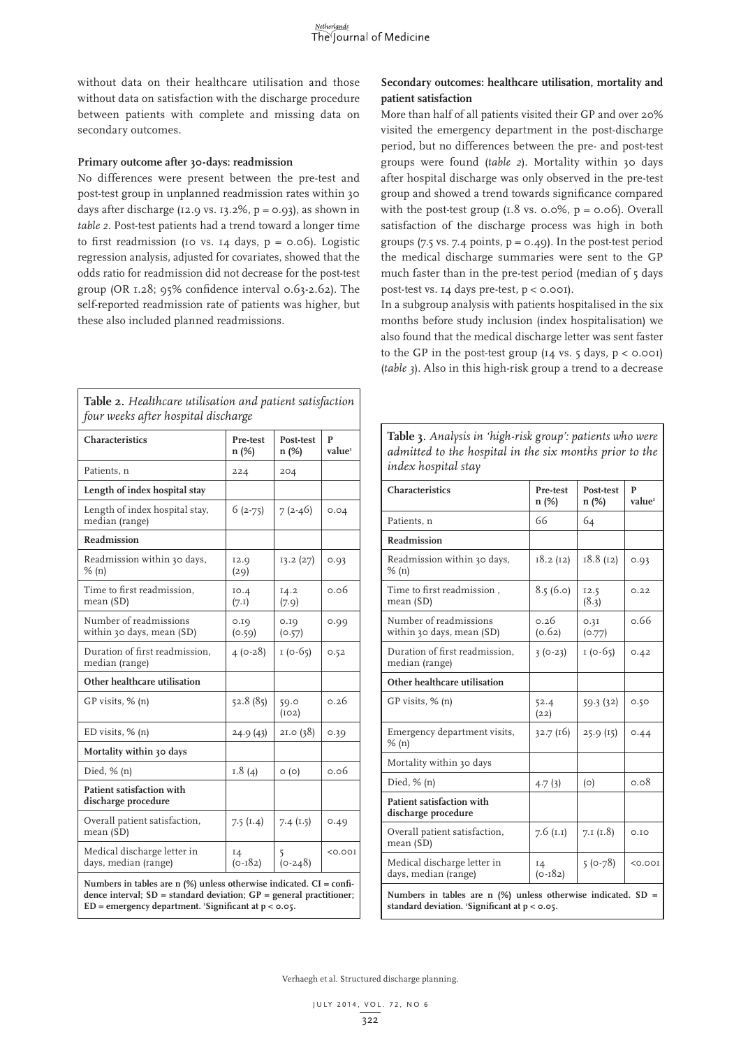without data on their healthcare utilisation and those without data on satisfaction with the discharge procedure between patients with complete and missing data on secondary outcomes.

### Primary outcome after 30-days: readmission

No differences were present between the pre-test and post-test group in unplanned readmission rates within 30 days after discharge (12.9 vs. 13.2%, p = 0.93), as shown in *table 2*. Post-test patients had a trend toward a longer time to first readmission (10 vs. 14 days, p = 0.06). Logistic regression analysis, adjusted for covariates, showed that the odds ratio for readmission did not decrease for the post-test group (OR 1.28; 95% confidence interval 0.63-2.62). The self-reported readmission rate of patients was higher, but these also included planned readmissions.

### Secondary outcomes: healthcare utilisation, mortality and patient satisfaction

More than half of all patients visited their GP and over 20% visited the emergency department in the post-discharge period, but no differences between the pre- and post-test groups were found (*table 2*). Mortality within 30 days after hospital discharge was only observed in the pre-test group and showed a trend towards significance compared with the post-test group (1.8 vs. 0.0%, p = 0.06). Overall satisfaction of the discharge process was high in both groups (7.5 vs. 7.4 points, p = 0.49). In the post-test period the medical discharge summaries were sent to the GP much faster than in the pre-test period (median of 5 days post-test vs. 14 days pre-test, p < 0.001).

In a subgroup analysis with patients hospitalised in the six months before study inclusion (index hospitalisation) we also found that the medical discharge letter was sent faster to the GP in the post-test group (14 vs. 5 days, p < 0.001) (*table 3*). Also in this high-risk group a trend to a decrease

**Table 2.** *Healthcare utilisation and patient satisfaction four weeks after hospital discharge*

| Characteristics | Pre-test n (%) | Post-test n (%) | P value[1] |
|---|---|---|---|
| Patients, n | 224 | 204 | |
| **Length of index hospital stay** | | | |
| Length of index hospital stay, median (range) | 6 (2-75) | 7 (2-46) | 0.04 |
| **Readmission** | | | |
| Readmission within 30 days, % (n) | 12.9 (29) | 13.2 (27) | 0.93 |
| Time to first readmission, mean (SD) | 10.4 (7.1) | 14.2 (7.9) | 0.06 |
| Number of readmissions within 30 days, mean (SD) | 0.19 (0.59) | 0.19 (0.57) | 0.99 |
| Duration of first readmission, median (range) | 4 (0-28) | 1 (0-65) | 0.52 |
| **Other healthcare utilisation** | | | |
| GP visits, % (n) | 52.8 (85) | 59.0 (102) | 0.26 |
| ED visits, % (n) | 24.9 (43) | 21.0 (38) | 0.39 |
| **Mortality within 30 days** | | | |
| Died, % (n) | 1.8 (4) | 0 (0) | 0.06 |
| **Patient satisfaction with discharge procedure** | | | |
| Overall patient satisfaction, mean (SD) | 7.5 (1.4) | 7.4 (1.5) | 0.49 |
| Medical discharge letter in days, median (range) | 14 (0-182) | 5 (0-248) | <0.001 |

**Numbers in tables are n (%) unless otherwise indicated. CI = confidence interval; SD = standard deviation; GP = general practitioner; ED = emergency department. [1]Significant at p < 0.05.**

**Table 3.** *Analysis in 'high-risk group': patients who were admitted to the hospital in the six months prior to the index hospital stay*

| Characteristics | Pre-test n (%) | Post-test n (%) | P value[1] |
|---|---|---|---|
| Patients, n | 66 | 64 | |
| **Readmission** | | | |
| Readmission within 30 days, % (n) | 18.2 (12) | 18.8 (12) | 0.93 |
| Time to first readmission , mean (SD) | 8.5 (6.0) | 12.5 (8.3) | 0.22 |
| Number of readmissions within 30 days, mean (SD) | 0.26 (0.62) | 0.31 (0.77) | 0.66 |
| Duration of first readmission, median (range) | 3 (0-23) | 1 (0-65) | 0.42 |
| **Other healthcare utilisation** | | | |
| GP visits, % (n) | 52.4 (22) | 59.3 (32) | 0.50 |
| Emergency department visits, % (n) | 32.7 (16) | 25.9 (15) | 0.44 |
| Mortality within 30 days | | | |
| Died, % (n) | 4.7 (3) | (0) | 0.08 |
| **Patient satisfaction with discharge procedure** | | | |
| Overall patient satisfaction, mean (SD) | 7.6 (1.1) | 7.1 (1.8) | 0.10 |
| Medical discharge letter in days, median (range) | 14 (0-182) | 5 (0-78) | <0.001 |

**Numbers in tables are n (%) unless otherwise indicated. SD = standard deviation. [1]Significant at p < 0.05.**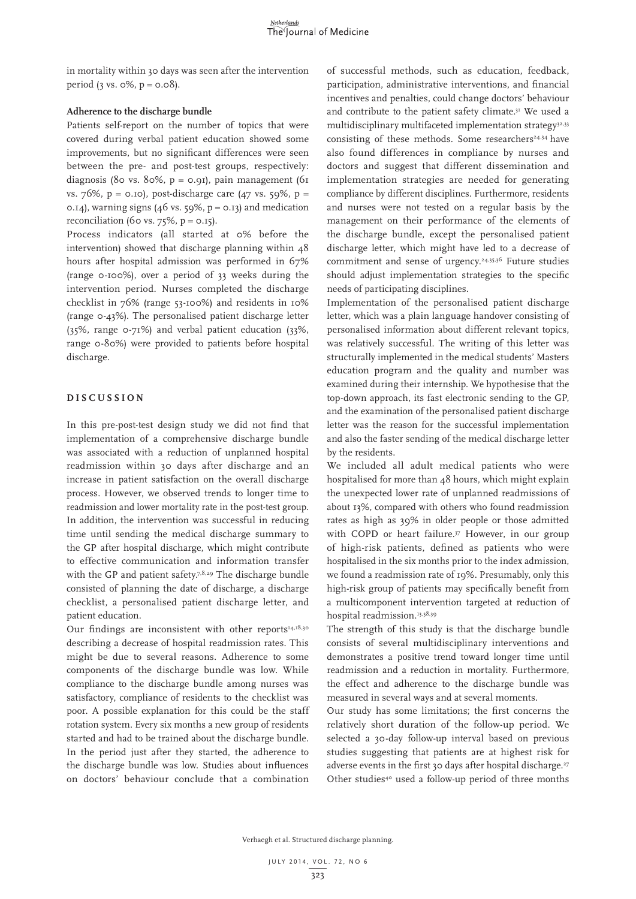in mortality within 30 days was seen after the intervention period (3 vs. 0%, p = 0.08).

### Adherence to the discharge bundle

Patients self-report on the number of topics that were covered during verbal patient education showed some improvements, but no significant differences were seen between the pre- and post-test groups, respectively: diagnosis (80 vs. 80%, p = 0.91), pain management (61 vs. 76%, p = 0.10), post-discharge care (47 vs. 59%, p = 0.14), warning signs (46 vs. 59%, p = 0.13) and medication reconciliation (60 vs. 75%, p = 0.15).

Process indicators (all started at 0% before the intervention) showed that discharge planning within 48 hours after hospital admission was performed in 67% (range 0-100%), over a period of 33 weeks during the intervention period. Nurses completed the discharge checklist in 76% (range 53-100%) and residents in 10% (range 0-43%). The personalised patient discharge letter (35%, range 0-71%) and verbal patient education (33%, range 0-80%) were provided to patients before hospital discharge.

## DISCUSSION

In this pre-post-test design study we did not find that implementation of a comprehensive discharge bundle was associated with a reduction of unplanned hospital readmission within 30 days after discharge and an increase in patient satisfaction on the overall discharge process. However, we observed trends to longer time to readmission and lower mortality rate in the post-test group. In addition, the intervention was successful in reducing time until sending the medical discharge summary to the GP after hospital discharge, which might contribute to effective communication and information transfer with the GP and patient safety.[7,8,29] The discharge bundle consisted of planning the date of discharge, a discharge checklist, a personalised patient discharge letter, and patient education.

Our findings are inconsistent with other reports[14,18,30] describing a decrease of hospital readmission rates. This might be due to several reasons. Adherence to some components of the discharge bundle was low. While compliance to the discharge bundle among nurses was satisfactory, compliance of residents to the checklist was poor. A possible explanation for this could be the staff rotation system. Every six months a new group of residents started and had to be trained about the discharge bundle. In the period just after they started, the adherence to the discharge bundle was low. Studies about influences on doctors' behaviour conclude that a combination of successful methods, such as education, feedback, participation, administrative interventions, and financial incentives and penalties, could change doctors' behaviour and contribute to the patient safety climate.[31] We used a multidisciplinary multifaceted implementation strategy[32,33] consisting of these methods. Some researchers[24,34] have also found differences in compliance by nurses and doctors and suggest that different dissemination and implementation strategies are needed for generating compliance by different disciplines. Furthermore, residents and nurses were not tested on a regular basis by the management on their performance of the elements of the discharge bundle, except the personalised patient discharge letter, which might have led to a decrease of commitment and sense of urgency.[24,35,36] Future studies should adjust implementation strategies to the specific needs of participating disciplines.

Implementation of the personalised patient discharge letter, which was a plain language handover consisting of personalised information about different relevant topics, was relatively successful. The writing of this letter was structurally implemented in the medical students' Masters education program and the quality and number was examined during their internship. We hypothesise that the top-down approach, its fast electronic sending to the GP, and the examination of the personalised patient discharge letter was the reason for the successful implementation and also the faster sending of the medical discharge letter by the residents.

We included all adult medical patients who were hospitalised for more than 48 hours, which might explain the unexpected lower rate of unplanned readmissions of about 13%, compared with others who found readmission rates as high as 39% in older people or those admitted with COPD or heart failure.[37] However, in our group of high-risk patients, defined as patients who were hospitalised in the six months prior to the index admission, we found a readmission rate of 19%. Presumably, only this high-risk group of patients may specifically benefit from a multicomponent intervention targeted at reduction of hospital readmission.[13,38,39]

The strength of this study is that the discharge bundle consists of several multidisciplinary interventions and demonstrates a positive trend toward longer time until readmission and a reduction in mortality. Furthermore, the effect and adherence to the discharge bundle was measured in several ways and at several moments.

Our study has some limitations; the first concerns the relatively short duration of the follow-up period. We selected a 30-day follow-up interval based on previous studies suggesting that patients are at highest risk for adverse events in the first 30 days after hospital discharge.[27] Other studies[40] used a follow-up period of three months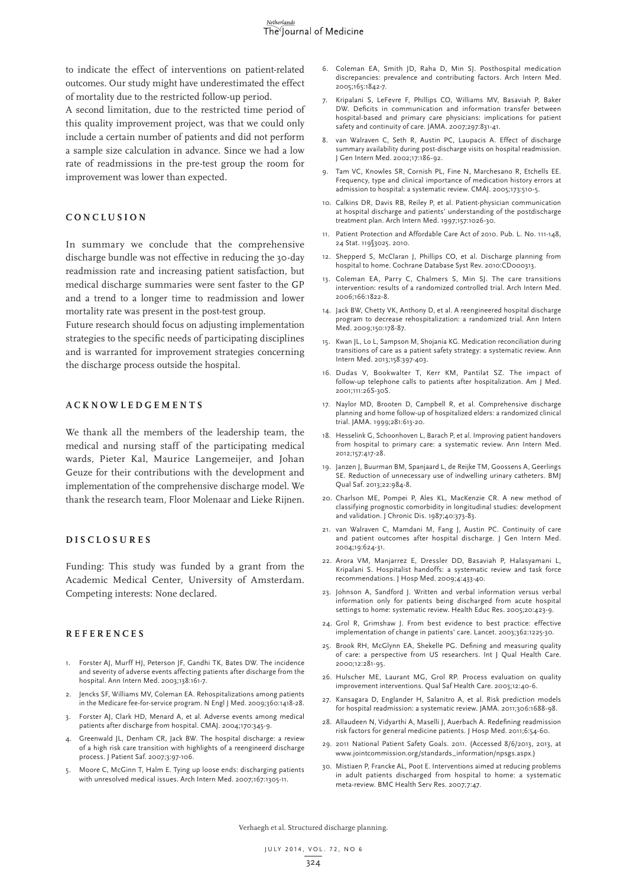to indicate the effect of interventions on patient-related outcomes. Our study might have underestimated the effect of mortality due to the restricted follow-up period.

A second limitation, due to the restricted time period of this quality improvement project, was that we could only include a certain number of patients and did not perform a sample size calculation in advance. Since we had a low rate of readmissions in the pre-test group the room for improvement was lower than expected.

## CONCLUSION

In summary we conclude that the comprehensive discharge bundle was not effective in reducing the 30-day readmission rate and increasing patient satisfaction, but medical discharge summaries were sent faster to the GP and a trend to a longer time to readmission and lower mortality rate was present in the post-test group.

Future research should focus on adjusting implementation strategies to the specific needs of participating disciplines and is warranted for improvement strategies concerning the discharge process outside the hospital.

## ACKNOWLEDGEMENTS

We thank all the members of the leadership team, the medical and nursing staff of the participating medical wards, Pieter Kal, Maurice Langemeijer, and Johan Geuze for their contributions with the development and implementation of the comprehensive discharge model. We thank the research team, Floor Molenaar and Lieke Rijnen.

## DISCLOSURES

Funding: This study was funded by a grant from the Academic Medical Center, University of Amsterdam. Competing interests: None declared.

## REFERENCES

1. Forster AJ, Murff HJ, Peterson JF, Gandhi TK, Bates DW. The incidence and severity of adverse events affecting patients after discharge from the hospital. Ann Intern Med. 2003;138:161-7.
2. Jencks SF, Williams MV, Coleman EA. Rehospitalizations among patients in the Medicare fee-for-service program. N Engl J Med. 2009;360:1418-28.
3. Forster AJ, Clark HD, Menard A, et al. Adverse events among medical patients after discharge from hospital. CMAJ. 2004;170:345-9.
4. Greenwald JL, Denham CR, Jack BW. The hospital discharge: a review of a high risk care transition with highlights of a reengineerd discharge process. J Patient Saf. 2007;3:97-106.
5. Moore C, McGinn T, Halm E. Tying up loose ends: discharging patients with unresolved medical issues. Arch Intern Med. 2007;167:1305-11.
6. Coleman EA, Smith JD, Raha D, Min SJ. Posthospital medication discrepancies: prevalence and contributing factors. Arch Intern Med. 2005;165:1842-7.
7. Kripalani S, LeFevre F, Phillips CO, Williams MV, Basaviah P, Baker DW. Deficits in communication and information transfer between hospital-based and primary care physicians: implications for patient safety and continuity of care. JAMA. 2007;297:831-41.
8. van Walraven C, Seth R, Austin PC, Laupacis A. Effect of discharge summary availability during post-discharge visits on hospital readmission. J Gen Intern Med. 2002;17:186-92.
9. Tam VC, Knowles SR, Cornish PL, Fine N, Marchesano R, Etchells EE. Frequency, type and clinical importance of medication history errors at admission to hospital: a systematic review. CMAJ. 2005;173:510-5.
10. Calkins DR, Davis RB, Reiley P, et al. Patient-physician communication at hospital discharge and patients' understanding of the postdischarge treatment plan. Arch Intern Med. 1997;157:1026-30.
11. Patient Protection and Affordable Care Act of 2010. Pub. L. No. 111-148, 24 Stat. 119§3025. 2010.
12. Shepperd S, McClaran J, Phillips CO, et al. Discharge planning from hospital to home. Cochrane Database Syst Rev. 2010:CD000313.
13. Coleman EA, Parry C, Chalmers S, Min SJ. The care transitions intervention: results of a randomized controlled trial. Arch Intern Med. 2006;166:1822-8.
14. Jack BW, Chetty VK, Anthony D, et al. A reengineered hospital discharge program to decrease rehospitalization: a randomized trial. Ann Intern Med. 2009;150:178-87.
15. Kwan JL, Lo L, Sampson M, Shojania KG. Medication reconciliation during transitions of care as a patient safety strategy: a systematic review. Ann Intern Med. 2013;158:397-403.
16. Dudas V, Bookwalter T, Kerr KM, Pantilat SZ. The impact of follow-up telephone calls to patients after hospitalization. Am J Med. 2001;111:26S-30S.
17. Naylor MD, Brooten D, Campbell R, et al. Comprehensive discharge planning and home follow-up of hospitalized elders: a randomized clinical trial. JAMA. 1999;281:613-20.
18. Hesselink G, Schoonhoven L, Barach P, et al. Improving patient handovers from hospital to primary care: a systematic review. Ann Intern Med. 2012;157:417-28.
19. Janzen J, Buurman BM, Spanjaard L, de Reijke TM, Goossens A, Geerlings SE. Reduction of unnecessary use of indwelling urinary catheters. BMJ Qual Saf. 2013;22:984-8.
20. Charlson ME, Pompei P, Ales KL, MacKenzie CR. A new method of classifying prognostic comorbidity in longitudinal studies: development and validation. J Chronic Dis. 1987;40:373-83.
21. van Walraven C, Mamdani M, Fang J, Austin PC. Continuity of care and patient outcomes after hospital discharge. J Gen Intern Med. 2004;19:624-31.
22. Arora VM, Manjarrez E, Dressler DD, Basaviah P, Halasyamani L, Kripalani S. Hospitalist handoffs: a systematic review and task force recommendations. J Hosp Med. 2009;4:433-40.
23. Johnson A, Sandford J. Written and verbal information versus verbal information only for patients being discharged from acute hospital settings to home: systematic review. Health Educ Res. 2005;20:423-9.
24. Grol R, Grimshaw J. From best evidence to best practice: effective implementation of change in patients' care. Lancet. 2003;362:1225-30.
25. Brook RH, McGlynn EA, Shekelle PG. Defining and measuring quality of care: a perspective from US researchers. Int J Qual Health Care. 2000;12:281-95.
26. Hulscher ME, Laurant MG, Grol RP. Process evaluation on quality improvement interventions. Qual Saf Health Care. 2003;12:40-6.
27. Kansagara D, Englander H, Salanitro A, et al. Risk prediction models for hospital readmission: a systematic review. JAMA. 2011;306:1688-98.
28. Allaudeen N, Vidyarthi A, Maselli J, Auerbach A. Redefining readmission risk factors for general medicine patients. J Hosp Med. 2011;6:54-60.
29. 2011 National Patient Safety Goals. 2011. (Accessed 8/6/2013, 2013, at www.jointcommission.org/standards_information/npsgs.aspx.)
30. Mistiaen P, Francke AL, Poot E. Interventions aimed at reducing problems in adult patients discharged from hospital to home: a systematic meta-review. BMC Health Serv Res. 2007;7:47.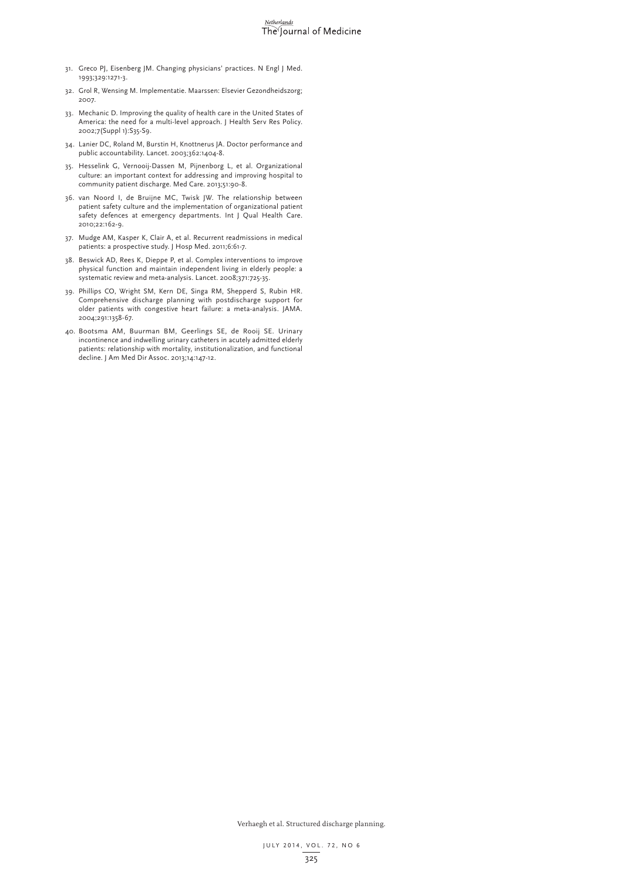31. Greco PJ, Eisenberg JM. Changing physicians' practices. N Engl J Med. 1993;329:1271-3.
32. Grol R, Wensing M. Implementatie. Maarssen: Elsevier Gezondheidszorg; 2007.
33. Mechanic D. Improving the quality of health care in the United States of America: the need for a multi-level approach. J Health Serv Res Policy. 2002;7(Suppl 1):S35-S9.
34. Lanier DC, Roland M, Burstin H, Knottnerus JA. Doctor performance and public accountability. Lancet. 2003;362:1404-8.
35. Hesselink G, Vernooij-Dassen M, Pijnenborg L, et al. Organizational culture: an important context for addressing and improving hospital to community patient discharge. Med Care. 2013;51:90-8.
36. van Noord I, de Bruijne MC, Twisk JW. The relationship between patient safety culture and the implementation of organizational patient safety defences at emergency departments. Int J Qual Health Care. 2010;22:162-9.
37. Mudge AM, Kasper K, Clair A, et al. Recurrent readmissions in medical patients: a prospective study. J Hosp Med. 2011;6:61-7.
38. Beswick AD, Rees K, Dieppe P, et al. Complex interventions to improve physical function and maintain independent living in elderly people: a systematic review and meta-analysis. Lancet. 2008;371:725-35.
39. Phillips CO, Wright SM, Kern DE, Singa RM, Shepperd S, Rubin HR. Comprehensive discharge planning with postdischarge support for older patients with congestive heart failure: a meta-analysis. JAMA. 2004;291:1358-67.
40. Bootsma AM, Buurman BM, Geerlings SE, de Rooij SE. Urinary incontinence and indwelling urinary catheters in acutely admitted elderly patients: relationship with mortality, institutionalization, and functional decline. J Am Med Dir Assoc. 2013;14:147-12.